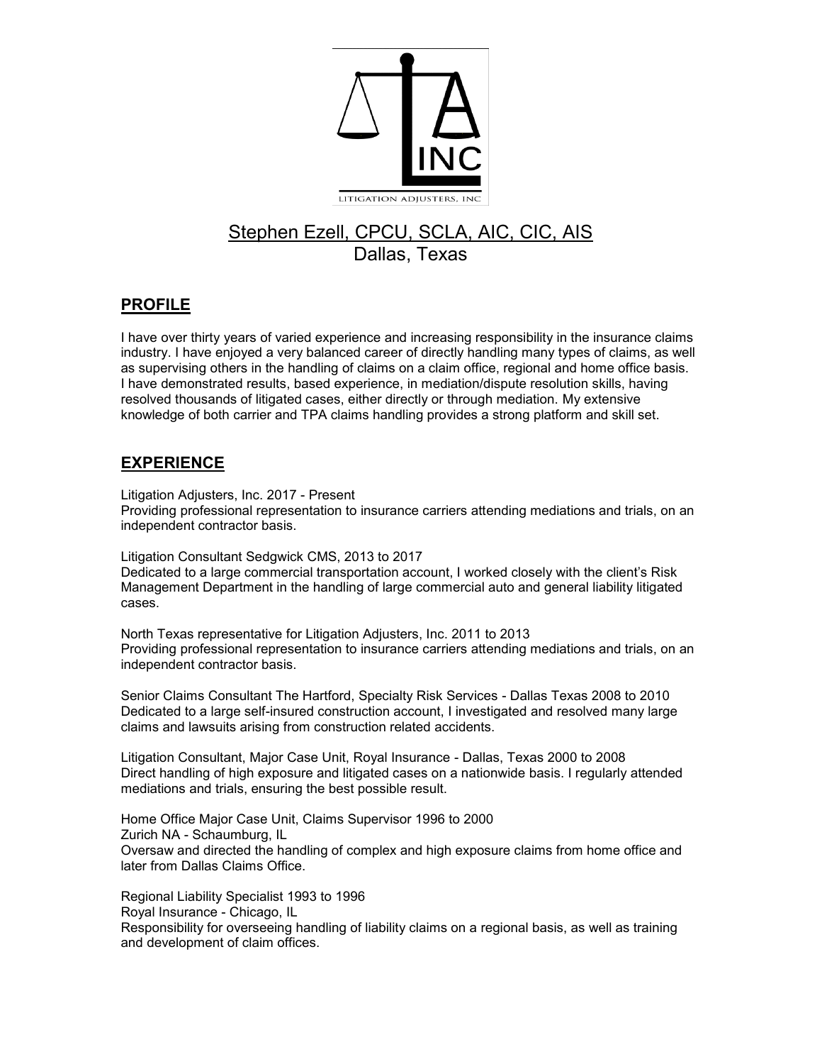LITIGATION ADJUSTERS, INC

# Stephen Ezell, CPCU, SCLA, AIC, CIC, AIS
Dallas, Texas

## PROFILE

I have over thirty years of varied experience and increasing responsibility in the insurance claims industry. I have enjoyed a very balanced career of directly handling many types of claims, as well as supervising others in the handling of claims on a claim office, regional and home office basis. I have demonstrated results, based experience, in mediation/dispute resolution skills, having resolved thousands of litigated cases, either directly or through mediation. My extensive knowledge of both carrier and TPA claims handling provides a strong platform and skill set.

## EXPERIENCE

Litigation Adjusters, Inc. 2017 - Present
Providing professional representation to insurance carriers attending mediations and trials, on an independent contractor basis.

Litigation Consultant Sedgwick CMS, 2013 to 2017
Dedicated to a large commercial transportation account, I worked closely with the client's Risk Management Department in the handling of large commercial auto and general liability litigated cases.

North Texas representative for Litigation Adjusters, Inc. 2011 to 2013
Providing professional representation to insurance carriers attending mediations and trials, on an independent contractor basis.

Senior Claims Consultant The Hartford, Specialty Risk Services - Dallas Texas 2008 to 2010
Dedicated to a large self-insured construction account, I investigated and resolved many large claims and lawsuits arising from construction related accidents.

Litigation Consultant, Major Case Unit, Royal Insurance - Dallas, Texas 2000 to 2008
Direct handling of high exposure and litigated cases on a nationwide basis. I regularly attended mediations and trials, ensuring the best possible result.

Home Office Major Case Unit, Claims Supervisor 1996 to 2000
Zurich NA - Schaumburg, IL
Oversaw and directed the handling of complex and high exposure claims from home office and later from Dallas Claims Office.

Regional Liability Specialist 1993 to 1996
Royal Insurance - Chicago, IL
Responsibility for overseeing handling of liability claims on a regional basis, as well as training and development of claim offices.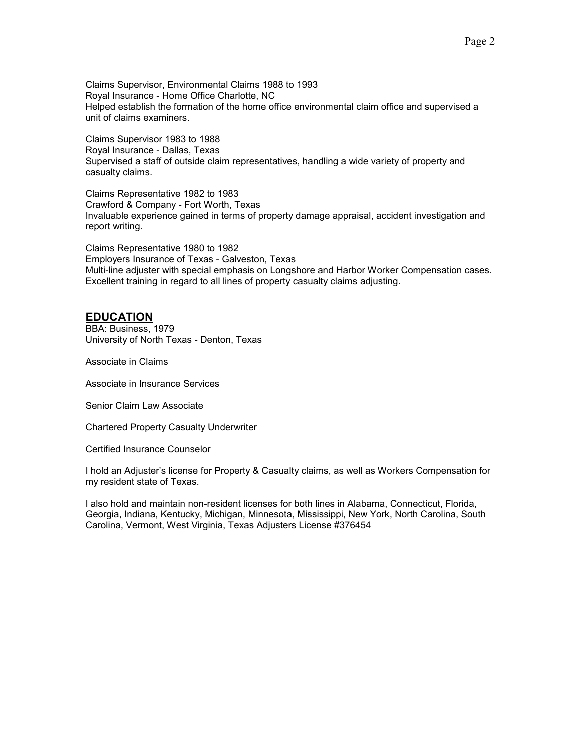Claims Supervisor, Environmental Claims 1988 to 1993
Royal Insurance - Home Office Charlotte, NC
Helped establish the formation of the home office environmental claim office and supervised a unit of claims examiners.

Claims Supervisor 1983 to 1988
Royal Insurance - Dallas, Texas
Supervised a staff of outside claim representatives, handling a wide variety of property and casualty claims.

Claims Representative 1982 to 1983
Crawford & Company - Fort Worth, Texas
Invaluable experience gained in terms of property damage appraisal, accident investigation and report writing.

Claims Representative 1980 to 1982
Employers Insurance of Texas - Galveston, Texas
Multi-line adjuster with special emphasis on Longshore and Harbor Worker Compensation cases. Excellent training in regard to all lines of property casualty claims adjusting.

## EDUCATION

BBA: Business, 1979
University of North Texas - Denton, Texas

Associate in Claims

Associate in Insurance Services

Senior Claim Law Associate

Chartered Property Casualty Underwriter

Certified Insurance Counselor

I hold an Adjuster's license for Property & Casualty claims, as well as Workers Compensation for my resident state of Texas.

I also hold and maintain non-resident licenses for both lines in Alabama, Connecticut, Florida, Georgia, Indiana, Kentucky, Michigan, Minnesota, Mississippi, New York, North Carolina, South Carolina, Vermont, West Virginia, Texas Adjusters License #376454